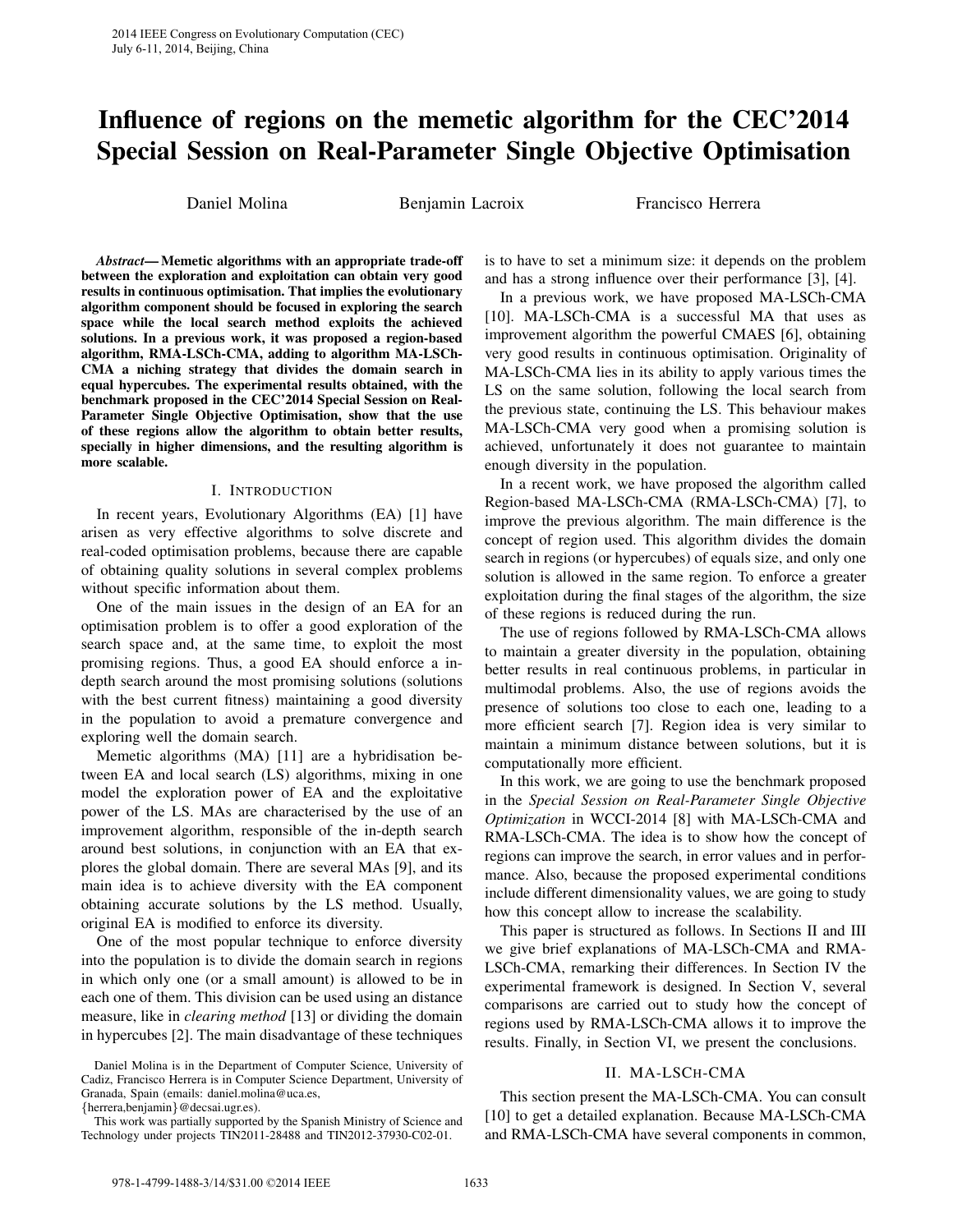# Influence of regions on the memetic algorithm for the CEC'2014 Special Session on Real-Parameter Single Objective Optimisation

Daniel Molina, Benjamin Lacroix, Francisco Herrera

***Abstract*— Memetic algorithms with an appropriate trade-off between the exploration and exploitation can obtain very good results in continuous optimisation. That implies the evolutionary algorithm component should be focused in exploring the search space while the local search method exploits the achieved solutions. In a previous work, it was proposed a region-based algorithm, RMA-LSCh-CMA, adding to algorithm MA-LSCh-CMA a niching strategy that divides the domain search in equal hypercubes. The experimental results obtained, with the benchmark proposed in the CEC'2014 Special Session on Real-Parameter Single Objective Optimisation, show that the use of these regions allow the algorithm to obtain better results, specially in higher dimensions, and the resulting algorithm is more scalable.**

## I. Introduction

In recent years, Evolutionary Algorithms (EA) [1] have arisen as very effective algorithms to solve discrete and real-coded optimisation problems, because there are capable of obtaining quality solutions in several complex problems without specific information about them.

One of the main issues in the design of an EA for an optimisation problem is to offer a good exploration of the search space and, at the same time, to exploit the most promising regions. Thus, a good EA should enforce a in-depth search around the most promising solutions (solutions with the best current fitness) maintaining a good diversity in the population to avoid a premature convergence and exploring well the domain search.

Memetic algorithms (MA) [11] are a hybridisation between EA and local search (LS) algorithms, mixing in one model the exploration power of EA and the exploitative power of the LS. MAs are characterised by the use of an improvement algorithm, responsible of the in-depth search around best solutions, in conjunction with an EA that explores the global domain. There are several MAs [9], and its main idea is to achieve diversity with the EA component obtaining accurate solutions by the LS method. Usually, original EA is modified to enforce its diversity.

One of the most popular technique to enforce diversity into the population is to divide the domain search in regions in which only one (or a small amount) is allowed to be in each one of them. This division can be used using an distance measure, like in *clearing method* [13] or dividing the domain in hypercubes [2]. The main disadvantage of these techniques is to have to set a minimum size: it depends on the problem and has a strong influence over their performance [3], [4].

In a previous work, we have proposed MA-LSCh-CMA [10]. MA-LSCh-CMA is a successful MA that uses as improvement algorithm the powerful CMAES [6], obtaining very good results in continuous optimisation. Originality of MA-LSCh-CMA lies in its ability to apply various times the LS on the same solution, following the local search from the previous state, continuing the LS. This behaviour makes MA-LSCh-CMA very good when a promising solution is achieved, unfortunately it does not guarantee to maintain enough diversity in the population.

In a recent work, we have proposed the algorithm called Region-based MA-LSCh-CMA (RMA-LSCh-CMA) [7], to improve the previous algorithm. The main difference is the concept of region used. This algorithm divides the domain search in regions (or hypercubes) of equals size, and only one solution is allowed in the same region. To enforce a greater exploitation during the final stages of the algorithm, the size of these regions is reduced during the run.

The use of regions followed by RMA-LSCh-CMA allows to maintain a greater diversity in the population, obtaining better results in real continuous problems, in particular in multimodal problems. Also, the use of regions avoids the presence of solutions too close to each one, leading to a more efficient search [7]. Region idea is very similar to maintain a minimum distance between solutions, but it is computationally more efficient.

In this work, we are going to use the benchmark proposed in the *Special Session on Real-Parameter Single Objective Optimization* in WCCI-2014 [8] with MA-LSCh-CMA and RMA-LSCh-CMA. The idea is to show how the concept of regions can improve the search, in error values and in performance. Also, because the proposed experimental conditions include different dimensionality values, we are going to study how this concept allow to increase the scalability.

This paper is structured as follows. In Sections II and III we give brief explanations of MA-LSCh-CMA and RMA-LSCh-CMA, remarking their differences. In Section IV the experimental framework is designed. In Section V, several comparisons are carried out to study how the concept of regions used by RMA-LSCh-CMA allows it to improve the results. Finally, in Section VI, we present the conclusions.

## II. MA-LSCh-CMA

This section present the MA-LSCh-CMA. You can consult [10] to get a detailed explanation. Because MA-LSCh-CMA and RMA-LSCh-CMA have several components in common,

Daniel Molina is in the Department of Computer Science, University of Cadiz, Francisco Herrera is in Computer Science Department, University of Granada, Spain (emails: daniel.molina@uca.es, {herrera,benjamin}@decsai.ugr.es).

This work was partially supported by the Spanish Ministry of Science and Technology under projects TIN2011-28488 and TIN2012-37930-C02-01.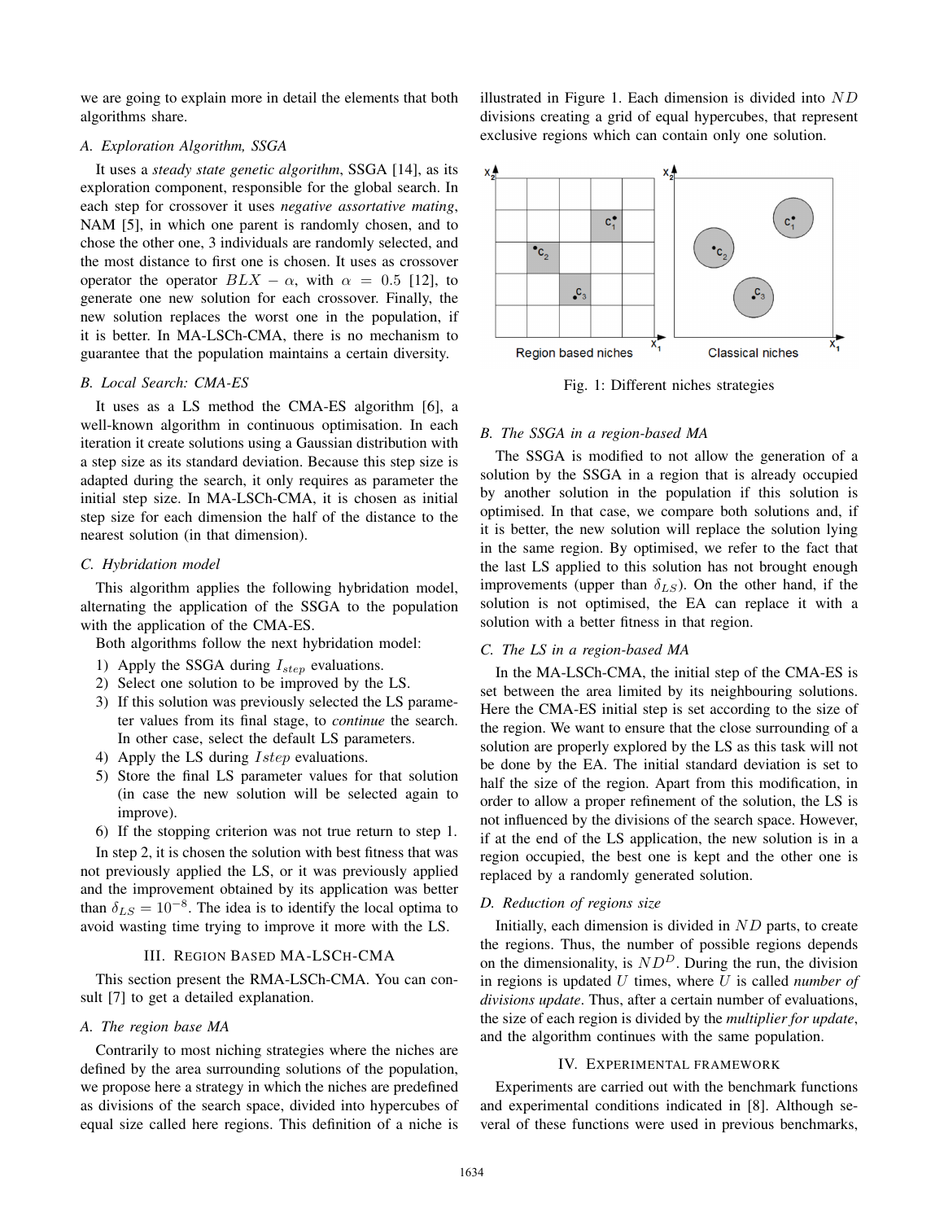we are going to explain more in detail the elements that both algorithms share.

### A. Exploration Algorithm, SSGA

It uses a *steady state genetic algorithm*, SSGA [14], as its exploration component, responsible for the global search. In each step for crossover it uses *negative assortative mating*, NAM [5], in which one parent is randomly chosen, and to chose the other one, 3 individuals are randomly selected, and the most distance to first one is chosen. It uses as crossover operator the operator $BLX - \alpha$, with $\alpha = 0.5$ [12], to generate one new solution for each crossover. Finally, the new solution replaces the worst one in the population, if it is better. In MA-LSCh-CMA, there is no mechanism to guarantee that the population maintains a certain diversity.

### B. Local Search: CMA-ES

It uses as a LS method the CMA-ES algorithm [6], a well-known algorithm in continuous optimisation. In each iteration it create solutions using a Gaussian distribution with a step size as its standard deviation. Because this step size is adapted during the search, it only requires as parameter the initial step size. In MA-LSCh-CMA, it is chosen as initial step size for each dimension the half of the distance to the nearest solution (in that dimension).

### C. Hybridation model

This algorithm applies the following hybridation model, alternating the application of the SSGA to the population with the application of the CMA-ES.

Both algorithms follow the next hybridation model:

1) Apply the SSGA during $I_{step}$ evaluations.
2) Select one solution to be improved by the LS.
3) If this solution was previously selected the LS parameter values from its final stage, to *continue* the search. In other case, select the default LS parameters.
4) Apply the LS during $Istep$ evaluations.
5) Store the final LS parameter values for that solution (in case the new solution will be selected again to improve).
6) If the stopping criterion was not true return to step 1.

In step 2, it is chosen the solution with best fitness that was not previously applied the LS, or it was previously applied and the improvement obtained by its application was better than $\delta_{LS} = 10^{-8}$. The idea is to identify the local optima to avoid wasting time trying to improve it more with the LS.

## III. Region Based MA-LSCh-CMA

This section present the RMA-LSCh-CMA. You can consult [7] to get a detailed explanation.

### A. The region base MA

Contrarily to most niching strategies where the niches are defined by the area surrounding solutions of the population, we propose here a strategy in which the niches are predefined as divisions of the search space, divided into hypercubes of equal size called here regions. This definition of a niche is illustrated in Figure 1. Each dimension is divided into $ND$ divisions creating a grid of equal hypercubes, that represent exclusive regions which can contain only one solution.

x2
c1
c2
c3
x1
Region based niches
x2
c1
c2
c3
x1
Classical niches

Fig. 1: Different niches strategies

### B. The SSGA in a region-based MA

The SSGA is modified to not allow the generation of a solution by the SSGA in a region that is already occupied by another solution in the population if this solution is optimised. In that case, we compare both solutions and, if it is better, the new solution will replace the solution lying in the same region. By optimised, we refer to the fact that the last LS applied to this solution has not brought enough improvements (upper than $\delta_{LS}$). On the other hand, if the solution is not optimised, the EA can replace it with a solution with a better fitness in that region.

### C. The LS in a region-based MA

In the MA-LSCh-CMA, the initial step of the CMA-ES is set between the area limited by its neighbouring solutions. Here the CMA-ES initial step is set according to the size of the region. We want to ensure that the close surrounding of a solution are properly explored by the LS as this task will not be done by the EA. The initial standard deviation is set to half the size of the region. Apart from this modification, in order to allow a proper refinement of the solution, the LS is not influenced by the divisions of the search space. However, if at the end of the LS application, the new solution is in a region occupied, the best one is kept and the other one is replaced by a randomly generated solution.

### D. Reduction of regions size

Initially, each dimension is divided in $ND$ parts, to create the regions. Thus, the number of possible regions depends on the dimensionality, is $ND^D$. During the run, the division in regions is updated $U$ times, where $U$ is called *number of divisions update*. Thus, after a certain number of evaluations, the size of each region is divided by the *multiplier for update*, and the algorithm continues with the same population.

## IV. Experimental framework

Experiments are carried out with the benchmark functions and experimental conditions indicated in [8]. Although several of these functions were used in previous benchmarks,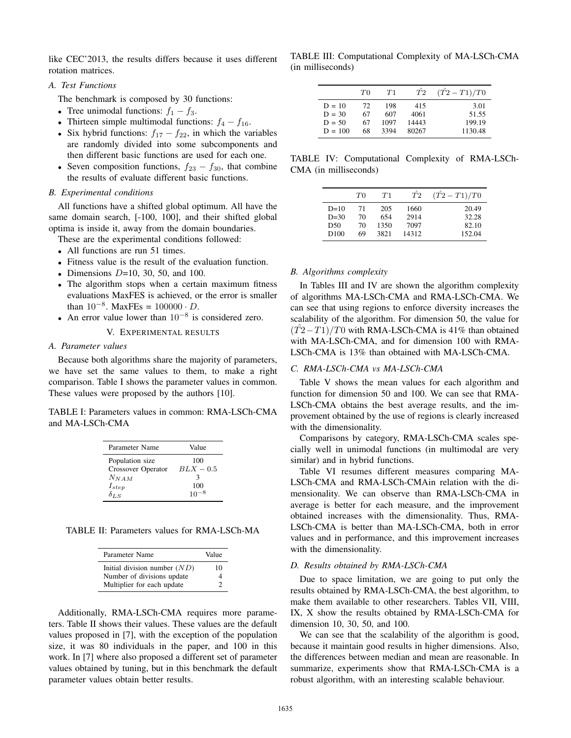like CEC'2013, the results differs because it uses different rotation matrices.

### A. Test Functions

The benchmark is composed by 30 functions:

- Tree unimodal functions: $f_1 - f_3$.
- Thirteen simple multimodal functions: $f_4 - f_{16}$.
- Six hybrid functions: $f_{17} - f_{22}$, in which the variables are randomly divided into some subcomponents and then different basic functions are used for each one.
- Seven composition functions, $f_{23} - f_{30}$, that combine the results of evaluate different basic functions.

### B. Experimental conditions

All functions have a shifted global optimum. All have the same domain search, [-100, 100], and their shifted global optima is inside it, away from the domain boundaries.

These are the experimental conditions followed:

- All functions are run 51 times.
- Fitness value is the result of the evaluation function.
- Dimensions $D$=10, 30, 50, and 100.
- The algorithm stops when a certain maximum fitness evaluations MaxFES is achieved, or the error is smaller than $10^{-8}$. MaxFEs = $100000 \cdot D$.
- An error value lower than $10^{-8}$ is considered zero.

## V. Experimental results

### A. Parameter values

Because both algorithms share the majority of parameters, we have set the same values to them, to make a right comparison. Table I shows the parameter values in common. These values were proposed by the authors [10].

TABLE I: Parameters values in common: RMA-LSCh-CMA and MA-LSCh-CMA

| Parameter Name | Value |
|---|---|
| Population size | 100 |
| Crossover Operator | $BLX-0.5$ |
| $N_{NAM}$ | 3 |
| $I_{step}$ | 100 |
| $\delta_{LS}$ | $10^{-8}$ |

TABLE II: Parameters values for RMA-LSCh-MA

| Parameter Name | Value |
|---|---|
| Initial division number ($ND$) | 10 |
| Number of divisions update | 4 |
| Multiplier for each update | 2 |

Additionally, RMA-LSCh-CMA requires more parameters. Table II shows their values. These values are the default values proposed in [7], with the exception of the population size, it was 80 individuals in the paper, and 100 in this work. In [7] where also proposed a different set of parameter values obtained by tuning, but in this benchmark the default parameter values obtain better results.

TABLE III: Computational Complexity of MA-LSCh-CMA (in milliseconds)

| | $T0$ | $T1$ | $\hat{T2}$ | $(\hat{T2}-T1)/T0$ |
|---|---|---|---|---|
| D = 10 | 72 | 198 | 415 | 3.01 |
| D = 30 | 67 | 607 | 4061 | 51.55 |
| D = 50 | 67 | 1097 | 14443 | 199.19 |
| D = 100 | 68 | 3394 | 80267 | 1130.48 |

TABLE IV: Computational Complexity of RMA-LSCh-CMA (in milliseconds)

| | $T0$ | $T1$ | $\hat{T2}$ | $(\hat{T2}-T1)/T0$ |
|---|---|---|---|---|
| D=10 | 71 | 205 | 1660 | 20.49 |
| D=30 | 70 | 654 | 2914 | 32.28 |
| D50 | 70 | 1350 | 7097 | 82.10 |
| D100 | 69 | 3821 | 14312 | 152.04 |

### B. Algorithms complexity

In Tables III and IV are shown the algorithm complexity of algorithms MA-LSCh-CMA and RMA-LSCh-CMA. We can see that using regions to enforce diversity increases the scalability of the algorithm. For dimension 50, the value for $(\hat{T2}-T1)/T0$ with RMA-LSCh-CMA is 41% than obtained with MA-LSCh-CMA, and for dimension 100 with RMA-LSCh-CMA is 13% than obtained with MA-LSCh-CMA.

### C. RMA-LSCh-CMA vs MA-LSCh-CMA

Table V shows the mean values for each algorithm and function for dimension 50 and 100. We can see that RMA-LSCh-CMA obtains the best average results, and the improvement obtained by the use of regions is clearly increased with the dimensionality.

Comparisons by category, RMA-LSCh-CMA scales specially well in unimodal functions (in multimodal are very similar) and in hybrid functions.

Table VI resumes different measures comparing MA-LSCh-CMA and RMA-LSCh-CMAin relation with the dimensionality. We can observe than RMA-LSCh-CMA in average is better for each measure, and the improvement obtained increases with the dimensionality. Thus, RMA-LSCh-CMA is better than MA-LSCh-CMA, both in error values and in performance, and this improvement increases with the dimensionality.

### D. Results obtained by RMA-LSCh-CMA

Due to space limitation, we are going to put only the results obtained by RMA-LSCh-CMA, the best algorithm, to make them available to other researchers. Tables VII, VIII, IX, X show the results obtained by RMA-LSCh-CMA for dimension 10, 30, 50, and 100.

We can see that the scalability of the algorithm is good, because it maintain good results in higher dimensions. Also, the differences between median and mean are reasonable. In summarize, experiments show that RMA-LSCh-CMA is a robust algorithm, with an interesting scalable behaviour.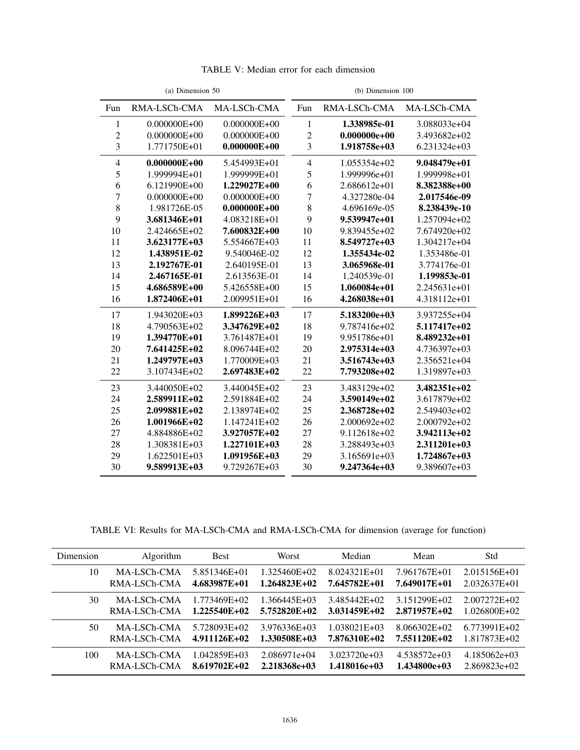TABLE V: Median error for each dimension

(a) Dimension 50

| Fun | RMA-LSCh-CMA | MA-LSCh-CMA |
|---|---|---|
| 1 | 0.000000E+00 | 0.000000E+00 |
| 2 | 0.000000E+00 | 0.000000E+00 |
| 3 | 1.771750E+01 | **0.000000E+00** |
| 4 | **0.000000E+00** | 5.454993E+01 |
| 5 | 1.999994E+01 | 1.999999E+01 |
| 6 | 6.121990E+00 | **1.229027E+00** |
| 7 | 0.000000E+00 | 0.000000E+00 |
| 8 | 1.981726E-05 | **0.000000E+00** |
| 9 | **3.681346E+01** | 4.083218E+01 |
| 10 | 2.424665E+02 | **7.600832E+00** |
| 11 | **3.623177E+03** | 5.554667E+03 |
| 12 | **1.438951E-02** | 9.540046E-02 |
| 13 | **2.192767E-01** | 2.640195E-01 |
| 14 | **2.467165E-01** | 2.613563E-01 |
| 15 | **4.686589E+00** | 5.426558E+00 |
| 16 | **1.872406E+01** | 2.009951E+01 |
| 17 | 1.943020E+03 | **1.899226E+03** |
| 18 | 4.790563E+02 | **3.347629E+02** |
| 19 | **1.394770E+01** | 3.761487E+01 |
| 20 | **7.641425E+02** | 8.096744E+02 |
| 21 | **1.249797E+03** | 1.770009E+03 |
| 22 | 3.107434E+02 | **2.697483E+02** |
| 23 | 3.440050E+02 | 3.440045E+02 |
| 24 | **2.589911E+02** | 2.591884E+02 |
| 25 | **2.099881E+02** | 2.138974E+02 |
| 26 | **1.001966E+02** | 1.147241E+02 |
| 27 | 4.884886E+02 | **3.927057E+02** |
| 28 | 1.308381E+03 | **1.227101E+03** |
| 29 | 1.622501E+03 | **1.091956E+03** |
| 30 | **9.589913E+03** | 9.729267E+03 |

(b) Dimension 100

| Fun | RMA-LSCh-CMA | MA-LSCh-CMA |
|---|---|---|
| 1 | **1.338985e-01** | 3.088033e+04 |
| 2 | **0.000000e+00** | 3.493682e+02 |
| 3 | **1.918758e+03** | 6.231324e+03 |
| 4 | 1.055354e+02 | **9.048479e+01** |
| 5 | 1.999996e+01 | 1.999998e+01 |
| 6 | 2.686612e+01 | **8.382388e+00** |
| 7 | 4.327280e-04 | **2.017546e-09** |
| 8 | 4.696169e-05 | **8.238439e-10** |
| 9 | **9.539947e+01** | 1.257094e+02 |
| 10 | 9.839455e+02 | 7.674920e+02 |
| 11 | **8.549727e+03** | 1.304217e+04 |
| 12 | **1.355434e-02** | 1.353486e-01 |
| 13 | **3.065968e-01** | 3.774176e-01 |
| 14 | 1.240539e-01 | **1.199853e-01** |
| 15 | **1.060084e+01** | 2.245631e+01 |
| 16 | **4.268038e+01** | 4.318112e+01 |
| 17 | **5.183200e+03** | 3.937255e+04 |
| 18 | 9.787416e+02 | **5.117417e+02** |
| 19 | 9.951786e+01 | **8.489232e+01** |
| 20 | **2.975314e+03** | 4.736397e+03 |
| 21 | **3.516743e+03** | 2.356521e+04 |
| 22 | **7.793208e+02** | 1.319897e+03 |
| 23 | 3.483129e+02 | **3.482351e+02** |
| 24 | **3.590149e+02** | 3.617879e+02 |
| 25 | **2.368728e+02** | 2.549403e+02 |
| 26 | 2.000692e+02 | 2.000792e+02 |
| 27 | 9.112618e+02 | **3.942113e+02** |
| 28 | 3.288493e+03 | **2.311201e+03** |
| 29 | 3.165691e+03 | **1.724867e+03** |
| 30 | **9.247364e+03** | 9.389607e+03 |

TABLE VI: Results for MA-LSCh-CMA and RMA-LSCh-CMA for dimension (average for function)

| Dimension | Algorithm | Best | Worst | Median | Mean | Std |
|---|---|---|---|---|---|---|
| 10 | MA-LSCh-CMA | 5.851346E+01 | 1.325460E+02 | 8.024321E+01 | 7.961767E+01 | 2.015156E+01 |
| | RMA-LSCh-CMA | **4.683987E+01** | **1.264823E+02** | **7.645782E+01** | **7.649017E+01** | 2.032637E+01 |
| 30 | MA-LSCh-CMA | 1.773469E+02 | 1.366445E+03 | 3.485442E+02 | 3.151299E+02 | 2.007272E+02 |
| | RMA-LSCh-CMA | **1.225540E+02** | **5.752820E+02** | **3.031459E+02** | **2.871957E+02** | 1.026800E+02 |
| 50 | MA-LSCh-CMA | 5.728093E+02 | 3.976336E+03 | 1.038021E+03 | 8.066302E+02 | 6.773991E+02 |
| | RMA-LSCh-CMA | **4.911126E+02** | **1.330508E+03** | **7.876310E+02** | **7.551120E+02** | 1.817873E+02 |
| 100 | MA-LSCh-CMA | 1.042859E+03 | 2.086971e+04 | 3.023720e+03 | 4.538572e+03 | 4.185062e+03 |
| | RMA-LSCh-CMA | **8.619702E+02** | **2.218368e+03** | **1.418016e+03** | **1.434800e+03** | 2.869823e+02 |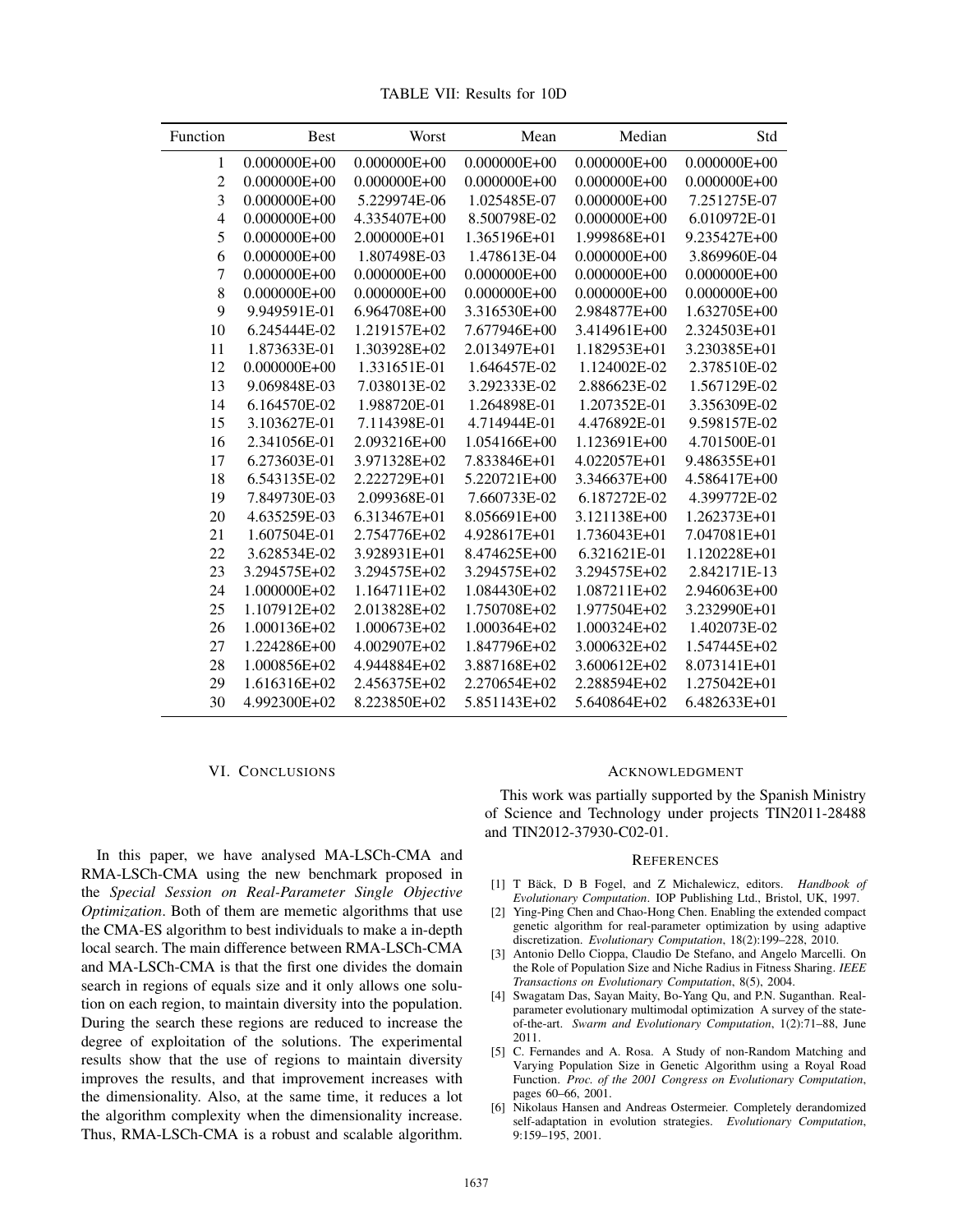TABLE VII: Results for 10D

| Function | Best | Worst | Mean | Median | Std |
|---|---|---|---|---|---|
| 1 | 0.000000E+00 | 0.000000E+00 | 0.000000E+00 | 0.000000E+00 | 0.000000E+00 |
| 2 | 0.000000E+00 | 0.000000E+00 | 0.000000E+00 | 0.000000E+00 | 0.000000E+00 |
| 3 | 0.000000E+00 | 5.229974E-06 | 1.025485E-07 | 0.000000E+00 | 7.251275E-07 |
| 4 | 0.000000E+00 | 4.335407E+00 | 8.500798E-02 | 0.000000E+00 | 6.010972E-01 |
| 5 | 0.000000E+00 | 2.000000E+01 | 1.365196E+01 | 1.999868E+01 | 9.235427E+00 |
| 6 | 0.000000E+00 | 1.807498E-03 | 1.478613E-04 | 0.000000E+00 | 3.869960E-04 |
| 7 | 0.000000E+00 | 0.000000E+00 | 0.000000E+00 | 0.000000E+00 | 0.000000E+00 |
| 8 | 0.000000E+00 | 0.000000E+00 | 0.000000E+00 | 0.000000E+00 | 0.000000E+00 |
| 9 | 9.949591E-01 | 6.964708E+00 | 3.316530E+00 | 2.984877E+00 | 1.632705E+00 |
| 10 | 6.245444E-02 | 1.219157E+02 | 7.677946E+00 | 3.414961E+00 | 2.324503E+01 |
| 11 | 1.873633E-01 | 1.303928E+02 | 2.013497E+01 | 1.182953E+01 | 3.230385E+01 |
| 12 | 0.000000E+00 | 1.331651E-01 | 1.646457E-02 | 1.124002E-02 | 2.378510E-02 |
| 13 | 9.069848E-03 | 7.038013E-02 | 3.292333E-02 | 2.886623E-02 | 1.567129E-02 |
| 14 | 6.164570E-02 | 1.988720E-01 | 1.264898E-01 | 1.207352E-01 | 3.356309E-02 |
| 15 | 3.103627E-01 | 7.114398E-01 | 4.714944E-01 | 4.476892E-01 | 9.598157E-02 |
| 16 | 2.341056E-01 | 2.093216E+00 | 1.054166E+00 | 1.123691E+00 | 4.701500E-01 |
| 17 | 6.273603E-01 | 3.971328E+02 | 7.833846E+01 | 4.022057E+01 | 9.486355E+01 |
| 18 | 6.543135E-02 | 2.222729E+01 | 5.220721E+00 | 3.346637E+00 | 4.586417E+00 |
| 19 | 7.849730E-03 | 2.099368E-01 | 7.660733E-02 | 6.187272E-02 | 4.399772E-02 |
| 20 | 4.635259E-03 | 6.313467E+01 | 8.056691E+00 | 3.121138E+00 | 1.262373E+01 |
| 21 | 1.607504E-01 | 2.754776E+02 | 4.928617E+01 | 1.736043E+01 | 7.047081E+01 |
| 22 | 3.628534E-02 | 3.928931E+01 | 8.474625E+00 | 6.321621E-01 | 1.120228E+01 |
| 23 | 3.294575E+02 | 3.294575E+02 | 3.294575E+02 | 3.294575E+02 | 2.842171E-13 |
| 24 | 1.000000E+02 | 1.164711E+02 | 1.084430E+02 | 1.087211E+02 | 2.946063E+00 |
| 25 | 1.107912E+02 | 2.013828E+02 | 1.750708E+02 | 1.977504E+02 | 3.232990E+01 |
| 26 | 1.000136E+02 | 1.000673E+02 | 1.000364E+02 | 1.000324E+02 | 1.402073E-02 |
| 27 | 1.224286E+00 | 4.002907E+02 | 1.847796E+02 | 3.000632E+02 | 1.547445E+02 |
| 28 | 1.000856E+02 | 4.944884E+02 | 3.887168E+02 | 3.600612E+02 | 8.073141E+01 |
| 29 | 1.616316E+02 | 2.456375E+02 | 2.270654E+02 | 2.288594E+02 | 1.275042E+01 |
| 30 | 4.992300E+02 | 8.223850E+02 | 5.851143E+02 | 5.640864E+02 | 6.482633E+01 |

## VI. Conclusions

In this paper, we have analysed MA-LSCh-CMA and RMA-LSCh-CMA using the new benchmark proposed in the *Special Session on Real-Parameter Single Objective Optimization*. Both of them are memetic algorithms that use the CMA-ES algorithm to best individuals to make a in-depth local search. The main difference between RMA-LSCh-CMA and MA-LSCh-CMA is that the first one divides the domain search in regions of equals size and it only allows one solution on each region, to maintain diversity into the population. During the search these regions are reduced to increase the degree of exploitation of the solutions. The experimental results show that the use of regions to maintain diversity improves the results, and that improvement increases with the dimensionality. Also, at the same time, it reduces a lot the algorithm complexity when the dimensionality increase. Thus, RMA-LSCh-CMA is a robust and scalable algorithm.

## Acknowledgment

This work was partially supported by the Spanish Ministry of Science and Technology under projects TIN2011-28488 and TIN2012-37930-C02-01.

## References

[1] T Bäck, D B Fogel, and Z Michalewicz, editors. *Handbook of Evolutionary Computation*. IOP Publishing Ltd., Bristol, UK, 1997.

[2] Ying-Ping Chen and Chao-Hong Chen. Enabling the extended compact genetic algorithm for real-parameter optimization by using adaptive discretization. *Evolutionary Computation*, 18(2):199–228, 2010.

[3] Antonio Dello Cioppa, Claudio De Stefano, and Angelo Marcelli. On the Role of Population Size and Niche Radius in Fitness Sharing. *IEEE Transactions on Evolutionary Computation*, 8(5), 2004.

[4] Swagatam Das, Sayan Maity, Bo-Yang Qu, and P.N. Suganthan. Real-parameter evolutionary multimodal optimization A survey of the state-of-the-art. *Swarm and Evolutionary Computation*, 1(2):71–88, June 2011.

[5] C. Fernandes and A. Rosa. A Study of non-Random Matching and Varying Population Size in Genetic Algorithm using a Royal Road Function. *Proc. of the 2001 Congress on Evolutionary Computation*, pages 60–66, 2001.

[6] Nikolaus Hansen and Andreas Ostermeier. Completely derandomized self-adaptation in evolution strategies. *Evolutionary Computation*, 9:159–195, 2001.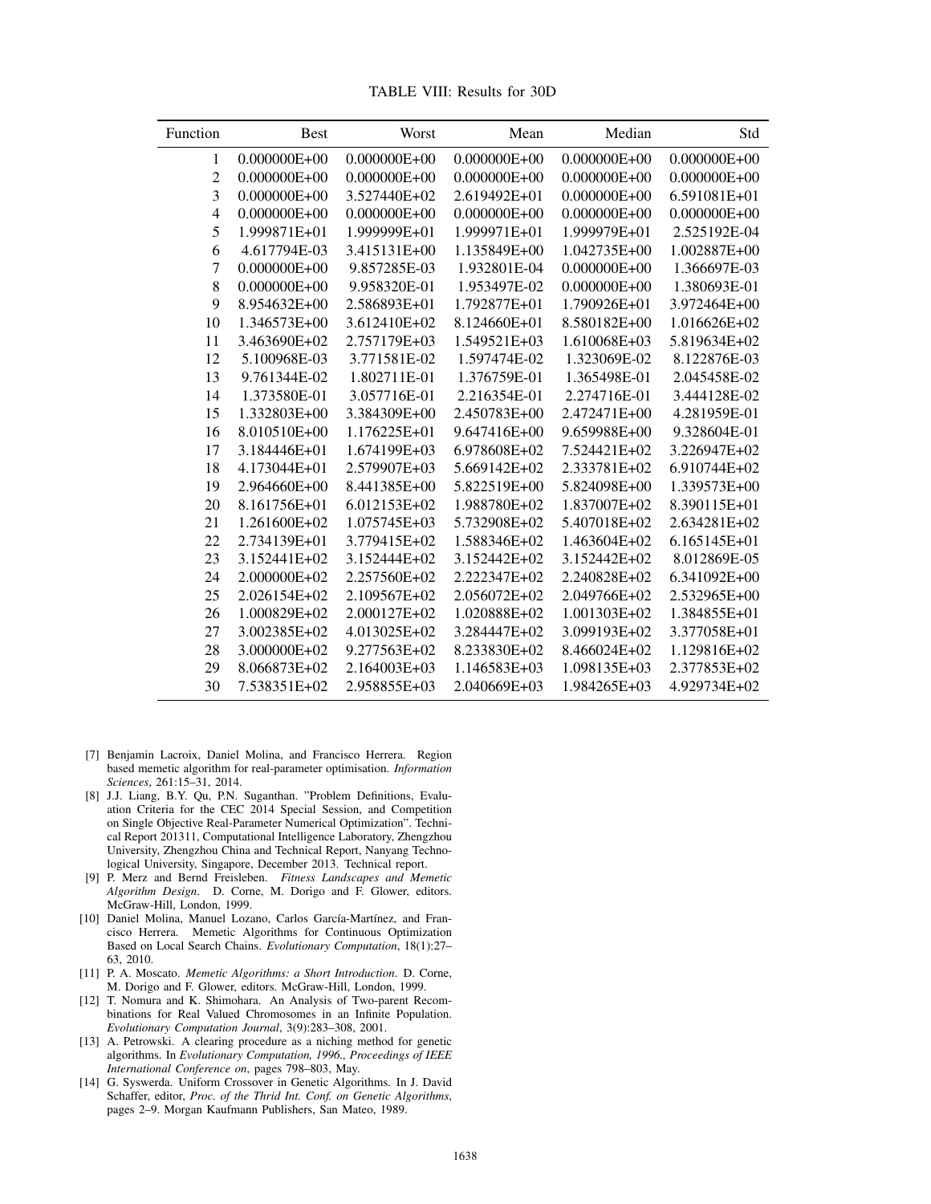TABLE VIII: Results for 30D

| Function | Best | Worst | Mean | Median | Std |
|---|---|---|---|---|---|
| 1 | 0.000000E+00 | 0.000000E+00 | 0.000000E+00 | 0.000000E+00 | 0.000000E+00 |
| 2 | 0.000000E+00 | 0.000000E+00 | 0.000000E+00 | 0.000000E+00 | 0.000000E+00 |
| 3 | 0.000000E+00 | 3.527440E+02 | 2.619492E+01 | 0.000000E+00 | 6.591081E+01 |
| 4 | 0.000000E+00 | 0.000000E+00 | 0.000000E+00 | 0.000000E+00 | 0.000000E+00 |
| 5 | 1.999871E+01 | 1.999999E+01 | 1.999971E+01 | 1.999979E+01 | 2.525192E-04 |
| 6 | 4.617794E-03 | 3.415131E+00 | 1.135849E+00 | 1.042735E+00 | 1.002887E+00 |
| 7 | 0.000000E+00 | 9.857285E-03 | 1.932801E-04 | 0.000000E+00 | 1.366697E-03 |
| 8 | 0.000000E+00 | 9.958320E-01 | 1.953497E-02 | 0.000000E+00 | 1.380693E-01 |
| 9 | 8.954632E+00 | 2.586893E+01 | 1.792877E+01 | 1.790926E+01 | 3.972464E+00 |
| 10 | 1.346573E+00 | 3.612410E+02 | 8.124660E+01 | 8.580182E+00 | 1.016626E+02 |
| 11 | 3.463690E+02 | 2.757179E+03 | 1.549521E+03 | 1.610068E+03 | 5.819634E+02 |
| 12 | 5.100968E-03 | 3.771581E-02 | 1.597474E-02 | 1.323069E-02 | 8.122876E-03 |
| 13 | 9.761344E-02 | 1.802711E-01 | 1.376759E-01 | 1.365498E-01 | 2.045458E-02 |
| 14 | 1.373580E-01 | 3.057716E-01 | 2.216354E-01 | 2.274716E-01 | 3.444128E-02 |
| 15 | 1.332803E+00 | 3.384309E+00 | 2.450783E+00 | 2.472471E+00 | 4.281959E-01 |
| 16 | 8.010510E+00 | 1.176225E+01 | 9.647416E+00 | 9.659988E+00 | 9.328604E-01 |
| 17 | 3.184446E+01 | 1.674199E+03 | 6.978608E+02 | 7.524421E+02 | 3.226947E+02 |
| 18 | 4.173044E+01 | 2.579907E+03 | 5.669142E+02 | 2.333781E+02 | 6.910744E+02 |
| 19 | 2.964660E+00 | 8.441385E+00 | 5.822519E+00 | 5.824098E+00 | 1.339573E+00 |
| 20 | 8.161756E+01 | 6.012153E+02 | 1.988780E+02 | 1.837007E+02 | 8.390115E+01 |
| 21 | 1.261600E+02 | 1.075745E+03 | 5.732908E+02 | 5.407018E+02 | 2.634281E+02 |
| 22 | 2.734139E+01 | 3.779415E+02 | 1.588346E+02 | 1.463604E+02 | 6.165145E+01 |
| 23 | 3.152441E+02 | 3.152444E+02 | 3.152442E+02 | 3.152442E+02 | 8.012869E-05 |
| 24 | 2.000000E+02 | 2.257560E+02 | 2.222347E+02 | 2.240828E+02 | 6.341092E+00 |
| 25 | 2.026154E+02 | 2.109567E+02 | 2.056072E+02 | 2.049766E+02 | 2.532965E+00 |
| 26 | 1.000829E+02 | 2.000127E+02 | 1.020888E+02 | 1.001303E+02 | 1.384855E+01 |
| 27 | 3.002385E+02 | 4.013025E+02 | 3.284447E+02 | 3.099193E+02 | 3.377058E+01 |
| 28 | 3.000000E+02 | 9.277563E+02 | 8.233830E+02 | 8.466024E+02 | 1.129816E+02 |
| 29 | 8.066873E+02 | 2.164003E+03 | 1.146583E+03 | 1.098135E+03 | 2.377853E+02 |
| 30 | 7.538351E+02 | 2.958855E+03 | 2.040669E+03 | 1.984265E+03 | 4.929734E+02 |

[7] Benjamin Lacroix, Daniel Molina, and Francisco Herrera. Region based memetic algorithm for real-parameter optimisation. *Information Sciences*, 261:15–31, 2014.

[8] J.J. Liang, B.Y. Qu, P.N. Suganthan. "Problem Definitions, Evaluation Criteria for the CEC 2014 Special Session, and Competition on Single Objective Real-Parameter Numerical Optimization". Technical Report 201311, Computational Intelligence Laboratory, Zhengzhou University, Zhengzhou China and Technical Report, Nanyang Technological University, Singapore, December 2013. Technical report.

[9] P. Merz and Bernd Freisleben. *Fitness Landscapes and Memetic Algorithm Design*. D. Corne, M. Dorigo and F. Glower, editors. McGraw-Hill, London, 1999.

[10] Daniel Molina, Manuel Lozano, Carlos García-Martínez, and Francisco Herrera. Memetic Algorithms for Continuous Optimization Based on Local Search Chains. *Evolutionary Computation*, 18(1):27–63, 2010.

[11] P. A. Moscato. *Memetic Algorithms: a Short Introduction*. D. Corne, M. Dorigo and F. Glower, editors. McGraw-Hill, London, 1999.

[12] T. Nomura and K. Shimohara. An Analysis of Two-parent Recombinations for Real Valued Chromosomes in an Infinite Population. *Evolutionary Computation Journal*, 3(9):283–308, 2001.

[13] A. Petrowski. A clearing procedure as a niching method for genetic algorithms. In *Evolutionary Computation, 1996., Proceedings of IEEE International Conference on*, pages 798–803, May.

[14] G. Syswerda. Uniform Crossover in Genetic Algorithms. In J. David Schaffer, editor, *Proc. of the Thrid Int. Conf. on Genetic Algorithms*, pages 2–9. Morgan Kaufmann Publishers, San Mateo, 1989.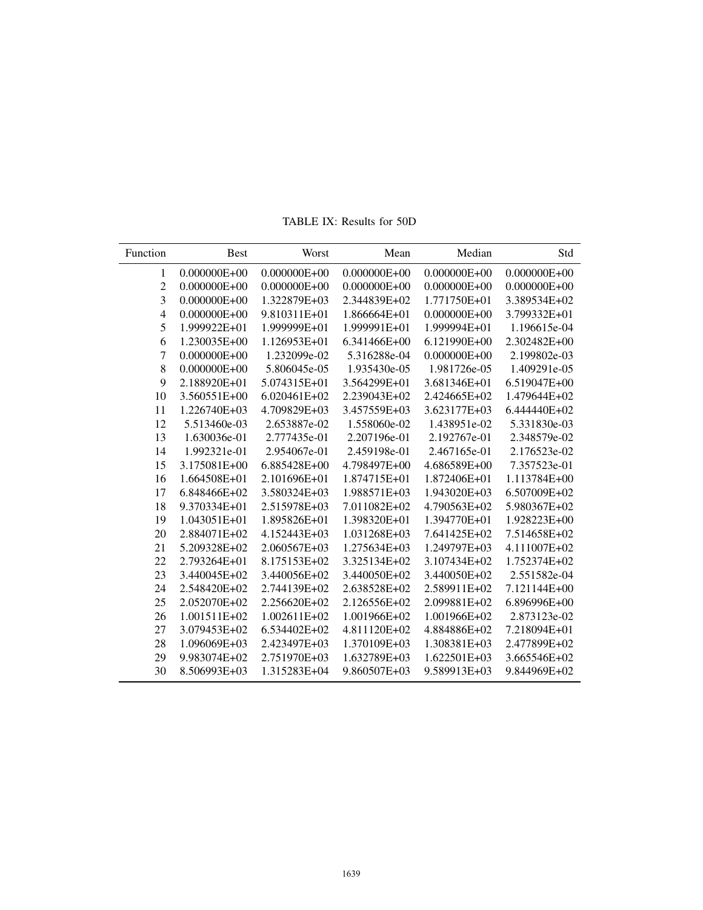TABLE IX: Results for 50D

| Function | Best | Worst | Mean | Median | Std |
|---|---|---|---|---|---|
| 1 | 0.000000E+00 | 0.000000E+00 | 0.000000E+00 | 0.000000E+00 | 0.000000E+00 |
| 2 | 0.000000E+00 | 0.000000E+00 | 0.000000E+00 | 0.000000E+00 | 0.000000E+00 |
| 3 | 0.000000E+00 | 1.322879E+03 | 2.344839E+02 | 1.771750E+01 | 3.389534E+02 |
| 4 | 0.000000E+00 | 9.810311E+01 | 1.866664E+01 | 0.000000E+00 | 3.799332E+01 |
| 5 | 1.999922E+01 | 1.999999E+01 | 1.999991E+01 | 1.999994E+01 | 1.196615e-04 |
| 6 | 1.230035E+00 | 1.126953E+01 | 6.341466E+00 | 6.121990E+00 | 2.302482E+00 |
| 7 | 0.000000E+00 | 1.232099e-02 | 5.316288e-04 | 0.000000E+00 | 2.199802e-03 |
| 8 | 0.000000E+00 | 5.806045e-05 | 1.935430e-05 | 1.981726e-05 | 1.409291e-05 |
| 9 | 2.188920E+01 | 5.074315E+01 | 3.564299E+01 | 3.681346E+01 | 6.519047E+00 |
| 10 | 3.560551E+00 | 6.020461E+02 | 2.239043E+02 | 2.424665E+02 | 1.479644E+02 |
| 11 | 1.226740E+03 | 4.709829E+03 | 3.457559E+03 | 3.623177E+03 | 6.444440E+02 |
| 12 | 5.513460e-03 | 2.653887e-02 | 1.558060e-02 | 1.438951e-02 | 5.331830e-03 |
| 13 | 1.630036e-01 | 2.777435e-01 | 2.207196e-01 | 2.192767e-01 | 2.348579e-02 |
| 14 | 1.992321e-01 | 2.954067e-01 | 2.459198e-01 | 2.467165e-01 | 2.176523e-02 |
| 15 | 3.175081E+00 | 6.885428E+00 | 4.798497E+00 | 4.686589E+00 | 7.357523e-01 |
| 16 | 1.664508E+01 | 2.101696E+01 | 1.874715E+01 | 1.872406E+01 | 1.113784E+00 |
| 17 | 6.848466E+02 | 3.580324E+03 | 1.988571E+03 | 1.943020E+03 | 6.507009E+02 |
| 18 | 9.370334E+01 | 2.515978E+03 | 7.011082E+02 | 4.790563E+02 | 5.980367E+02 |
| 19 | 1.043051E+01 | 1.895826E+01 | 1.398320E+01 | 1.394770E+01 | 1.928223E+00 |
| 20 | 2.884071E+02 | 4.152443E+03 | 1.031268E+03 | 7.641425E+02 | 7.514658E+02 |
| 21 | 5.209328E+02 | 2.060567E+03 | 1.275634E+03 | 1.249797E+03 | 4.111007E+02 |
| 22 | 2.793264E+01 | 8.175153E+02 | 3.325134E+02 | 3.107434E+02 | 1.752374E+02 |
| 23 | 3.440045E+02 | 3.440056E+02 | 3.440050E+02 | 3.440050E+02 | 2.551582e-04 |
| 24 | 2.548420E+02 | 2.744139E+02 | 2.638528E+02 | 2.589911E+02 | 7.121144E+00 |
| 25 | 2.052070E+02 | 2.256620E+02 | 2.126556E+02 | 2.099881E+02 | 6.896996E+00 |
| 26 | 1.001511E+02 | 1.002611E+02 | 1.001966E+02 | 1.001966E+02 | 2.873123e-02 |
| 27 | 3.079453E+02 | 6.534402E+02 | 4.811120E+02 | 4.884886E+02 | 7.218094E+01 |
| 28 | 1.096069E+03 | 2.423497E+03 | 1.370109E+03 | 1.308381E+03 | 2.477899E+02 |
| 29 | 9.983074E+02 | 2.751970E+03 | 1.632789E+03 | 1.622501E+03 | 3.665546E+02 |
| 30 | 8.506993E+03 | 1.315283E+04 | 9.860507E+03 | 9.589913E+03 | 9.844969E+02 |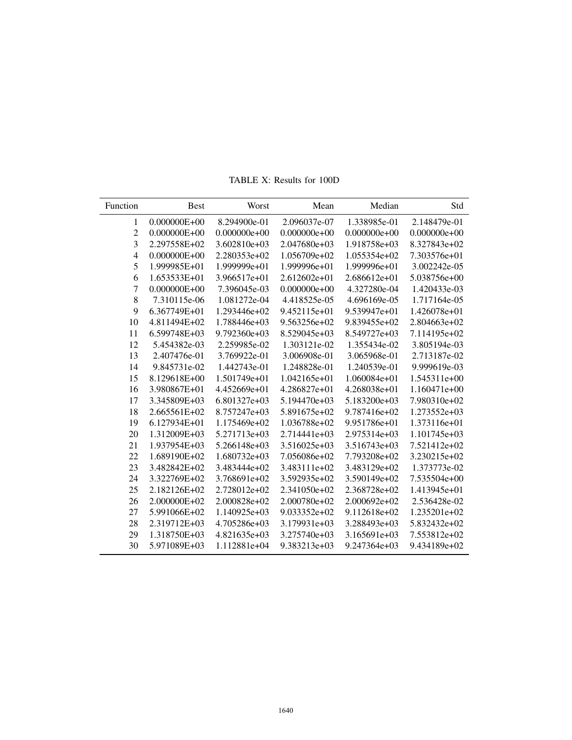TABLE X: Results for 100D

| Function | Best | Worst | Mean | Median | Std |
|---|---|---|---|---|---|
| 1 | 0.000000E+00 | 8.294900e-01 | 2.096037e-07 | 1.338985e-01 | 2.148479e-01 |
| 2 | 0.000000E+00 | 0.000000e+00 | 0.000000e+00 | 0.000000e+00 | 0.000000e+00 |
| 3 | 2.297558E+02 | 3.602810e+03 | 2.047680e+03 | 1.918758e+03 | 8.327843e+02 |
| 4 | 0.000000E+00 | 2.280353e+02 | 1.056709e+02 | 1.055354e+02 | 7.303576e+01 |
| 5 | 1.999985E+01 | 1.999999e+01 | 1.999996e+01 | 1.999996e+01 | 3.002242e-05 |
| 6 | 1.653533E+01 | 3.966517e+01 | 2.612602e+01 | 2.686612e+01 | 5.038756e+00 |
| 7 | 0.000000E+00 | 7.396045e-03 | 0.000000e+00 | 4.327280e-04 | 1.420433e-03 |
| 8 | 7.310115e-06 | 1.081272e-04 | 4.418525e-05 | 4.696169e-05 | 1.717164e-05 |
| 9 | 6.367749E+01 | 1.293446e+02 | 9.452115e+01 | 9.539947e+01 | 1.426078e+01 |
| 10 | 4.811494E+02 | 1.788446e+03 | 9.563256e+02 | 9.839455e+02 | 2.804663e+02 |
| 11 | 6.599748E+03 | 9.792360e+03 | 8.529045e+03 | 8.549727e+03 | 7.114195e+02 |
| 12 | 5.454382e-03 | 2.259985e-02 | 1.303121e-02 | 1.355434e-02 | 3.805194e-03 |
| 13 | 2.407476e-01 | 3.769922e-01 | 3.006908e-01 | 3.065968e-01 | 2.713187e-02 |
| 14 | 9.845731e-02 | 1.442743e-01 | 1.248828e-01 | 1.240539e-01 | 9.999619e-03 |
| 15 | 8.129618E+00 | 1.501749e+01 | 1.042165e+01 | 1.060084e+01 | 1.545311e+00 |
| 16 | 3.980867E+01 | 4.452669e+01 | 4.286827e+01 | 4.268038e+01 | 1.160471e+00 |
| 17 | 3.345809E+03 | 6.801327e+03 | 5.194470e+03 | 5.183200e+03 | 7.980310e+02 |
| 18 | 2.665561E+02 | 8.757247e+03 | 5.891675e+02 | 9.787416e+02 | 1.273552e+03 |
| 19 | 6.127934E+01 | 1.175469e+02 | 1.036788e+02 | 9.951786e+01 | 1.373116e+01 |
| 20 | 1.312009E+03 | 5.271713e+03 | 2.714441e+03 | 2.975314e+03 | 1.101745e+03 |
| 21 | 1.937954E+03 | 5.266148e+03 | 3.516025e+03 | 3.516743e+03 | 7.521412e+02 |
| 22 | 1.689190E+02 | 1.680732e+03 | 7.056086e+02 | 7.793208e+02 | 3.230215e+02 |
| 23 | 3.482842E+02 | 3.483444e+02 | 3.483111e+02 | 3.483129e+02 | 1.373773e-02 |
| 24 | 3.322769E+02 | 3.768691e+02 | 3.592935e+02 | 3.590149e+02 | 7.535504e+00 |
| 25 | 2.182126E+02 | 2.728012e+02 | 2.341050e+02 | 2.368728e+02 | 1.413945e+01 |
| 26 | 2.000000E+02 | 2.000828e+02 | 2.000780e+02 | 2.000692e+02 | 2.536428e-02 |
| 27 | 5.991066E+02 | 1.140925e+03 | 9.033352e+02 | 9.112618e+02 | 1.235201e+02 |
| 28 | 2.319712E+03 | 4.705286e+03 | 3.179931e+03 | 3.288493e+03 | 5.832432e+02 |
| 29 | 1.318750E+03 | 4.821635e+03 | 3.275740e+03 | 3.165691e+03 | 7.553812e+02 |
| 30 | 5.971089E+03 | 1.112881e+04 | 9.383213e+03 | 9.247364e+03 | 9.434189e+02 |